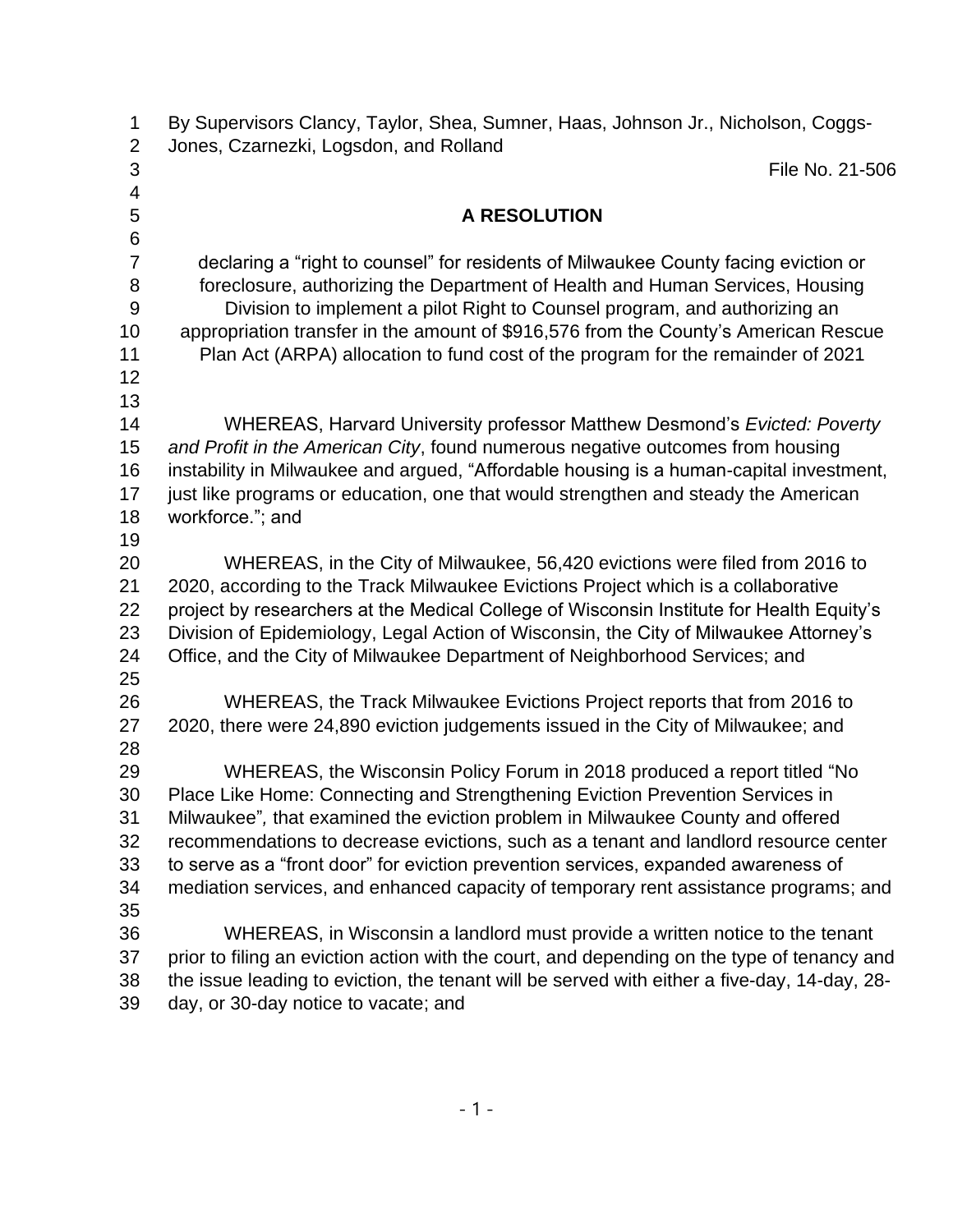By Supervisors Clancy, Taylor, Shea, Sumner, Haas, Johnson Jr., Nicholson, Coggs-Jones, Czarnezki, Logsdon, and Rolland

File No. 21-506

## A RESOLUTION

declaring a "right to counsel" for residents of Milwaukee County facing eviction or foreclosure, authorizing the Department of Health and Human Services, Housing Division to implement a pilot Right to Counsel program, and authorizing an appropriation transfer in the amount of $916,576 from the County's American Rescue Plan Act (ARPA) allocation to fund cost of the program for the remainder of 2021

WHEREAS, Harvard University professor Matthew Desmond's *Evicted: Poverty and Profit in the American City*, found numerous negative outcomes from housing instability in Milwaukee and argued, "Affordable housing is a human-capital investment, just like programs or education, one that would strengthen and steady the American workforce."; and

WHEREAS, in the City of Milwaukee, 56,420 evictions were filed from 2016 to 2020, according to the Track Milwaukee Evictions Project which is a collaborative project by researchers at the Medical College of Wisconsin Institute for Health Equity's Division of Epidemiology, Legal Action of Wisconsin, the City of Milwaukee Attorney's Office, and the City of Milwaukee Department of Neighborhood Services; and

WHEREAS, the Track Milwaukee Evictions Project reports that from 2016 to 2020, there were 24,890 eviction judgements issued in the City of Milwaukee; and

WHEREAS, the Wisconsin Policy Forum in 2018 produced a report titled "No Place Like Home: Connecting and Strengthening Eviction Prevention Services in Milwaukee"*,* that examined the eviction problem in Milwaukee County and offered recommendations to decrease evictions, such as a tenant and landlord resource center to serve as a "front door" for eviction prevention services, expanded awareness of mediation services, and enhanced capacity of temporary rent assistance programs; and

WHEREAS, in Wisconsin a landlord must provide a written notice to the tenant prior to filing an eviction action with the court, and depending on the type of tenancy and the issue leading to eviction, the tenant will be served with either a five-day, 14-day, 28-day, or 30-day notice to vacate; and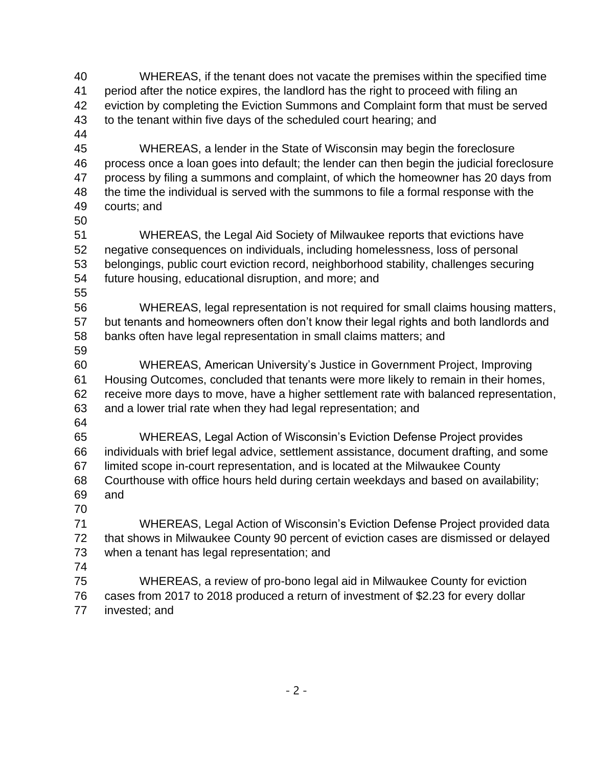WHEREAS, if the tenant does not vacate the premises within the specified time period after the notice expires, the landlord has the right to proceed with filing an eviction by completing the Eviction Summons and Complaint form that must be served to the tenant within five days of the scheduled court hearing; and

WHEREAS, a lender in the State of Wisconsin may begin the foreclosure process once a loan goes into default; the lender can then begin the judicial foreclosure process by filing a summons and complaint, of which the homeowner has 20 days from the time the individual is served with the summons to file a formal response with the courts; and

WHEREAS, the Legal Aid Society of Milwaukee reports that evictions have negative consequences on individuals, including homelessness, loss of personal belongings, public court eviction record, neighborhood stability, challenges securing future housing, educational disruption, and more; and

WHEREAS, legal representation is not required for small claims housing matters, but tenants and homeowners often don't know their legal rights and both landlords and banks often have legal representation in small claims matters; and

WHEREAS, American University's Justice in Government Project, Improving Housing Outcomes, concluded that tenants were more likely to remain in their homes, receive more days to move, have a higher settlement rate with balanced representation, and a lower trial rate when they had legal representation; and

WHEREAS, Legal Action of Wisconsin's Eviction Defense Project provides individuals with brief legal advice, settlement assistance, document drafting, and some limited scope in-court representation, and is located at the Milwaukee County Courthouse with office hours held during certain weekdays and based on availability; and

WHEREAS, Legal Action of Wisconsin's Eviction Defense Project provided data that shows in Milwaukee County 90 percent of eviction cases are dismissed or delayed when a tenant has legal representation; and

WHEREAS, a review of pro-bono legal aid in Milwaukee County for eviction cases from 2017 to 2018 produced a return of investment of $2.23 for every dollar invested; and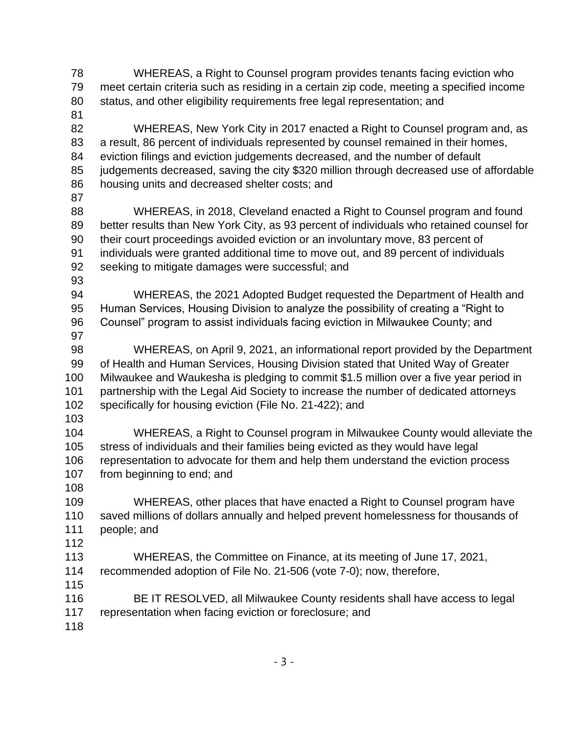WHEREAS, a Right to Counsel program provides tenants facing eviction who meet certain criteria such as residing in a certain zip code, meeting a specified income status, and other eligibility requirements free legal representation; and

WHEREAS, New York City in 2017 enacted a Right to Counsel program and, as a result, 86 percent of individuals represented by counsel remained in their homes, eviction filings and eviction judgements decreased, and the number of default judgements decreased, saving the city $320 million through decreased use of affordable housing units and decreased shelter costs; and

WHEREAS, in 2018, Cleveland enacted a Right to Counsel program and found better results than New York City, as 93 percent of individuals who retained counsel for their court proceedings avoided eviction or an involuntary move, 83 percent of individuals were granted additional time to move out, and 89 percent of individuals seeking to mitigate damages were successful; and

WHEREAS, the 2021 Adopted Budget requested the Department of Health and Human Services, Housing Division to analyze the possibility of creating a "Right to Counsel" program to assist individuals facing eviction in Milwaukee County; and

WHEREAS, on April 9, 2021, an informational report provided by the Department of Health and Human Services, Housing Division stated that United Way of Greater Milwaukee and Waukesha is pledging to commit $1.5 million over a five year period in partnership with the Legal Aid Society to increase the number of dedicated attorneys specifically for housing eviction (File No. 21-422); and

WHEREAS, a Right to Counsel program in Milwaukee County would alleviate the stress of individuals and their families being evicted as they would have legal representation to advocate for them and help them understand the eviction process from beginning to end; and

WHEREAS, other places that have enacted a Right to Counsel program have saved millions of dollars annually and helped prevent homelessness for thousands of people; and

WHEREAS, the Committee on Finance, at its meeting of June 17, 2021, recommended adoption of File No. 21-506 (vote 7-0); now, therefore,

BE IT RESOLVED, all Milwaukee County residents shall have access to legal representation when facing eviction or foreclosure; and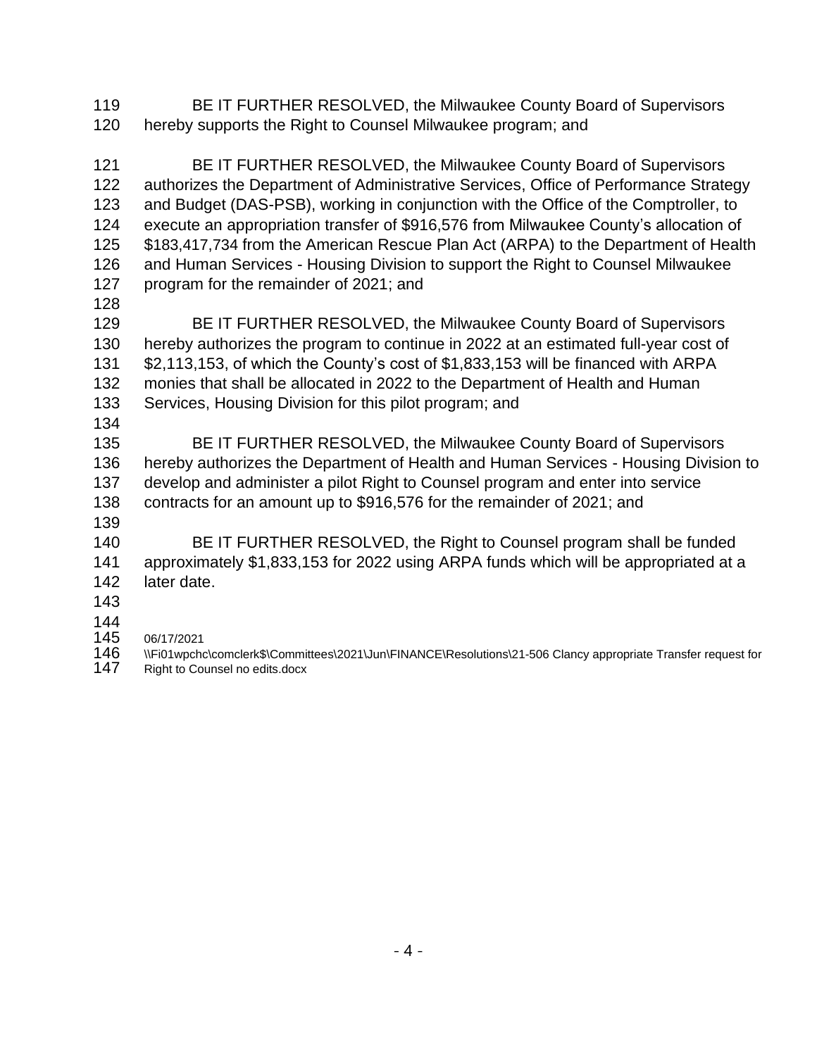BE IT FURTHER RESOLVED, the Milwaukee County Board of Supervisors hereby supports the Right to Counsel Milwaukee program; and

BE IT FURTHER RESOLVED, the Milwaukee County Board of Supervisors authorizes the Department of Administrative Services, Office of Performance Strategy and Budget (DAS-PSB), working in conjunction with the Office of the Comptroller, to execute an appropriation transfer of $916,576 from Milwaukee County's allocation of $183,417,734 from the American Rescue Plan Act (ARPA) to the Department of Health and Human Services - Housing Division to support the Right to Counsel Milwaukee program for the remainder of 2021; and

BE IT FURTHER RESOLVED, the Milwaukee County Board of Supervisors hereby authorizes the program to continue in 2022 at an estimated full-year cost of $2,113,153, of which the County's cost of $1,833,153 will be financed with ARPA monies that shall be allocated in 2022 to the Department of Health and Human Services, Housing Division for this pilot program; and

BE IT FURTHER RESOLVED, the Milwaukee County Board of Supervisors hereby authorizes the Department of Health and Human Services - Housing Division to develop and administer a pilot Right to Counsel program and enter into service contracts for an amount up to $916,576 for the remainder of 2021; and

BE IT FURTHER RESOLVED, the Right to Counsel program shall be funded approximately $1,833,153 for 2022 using ARPA funds which will be appropriated at a later date.

06/17/2021
\\Fi01wpchc\comclerk$\Committees\2021\Jun\FINANCE\Resolutions\21-506 Clancy appropriate Transfer request for Right to Counsel no edits.docx